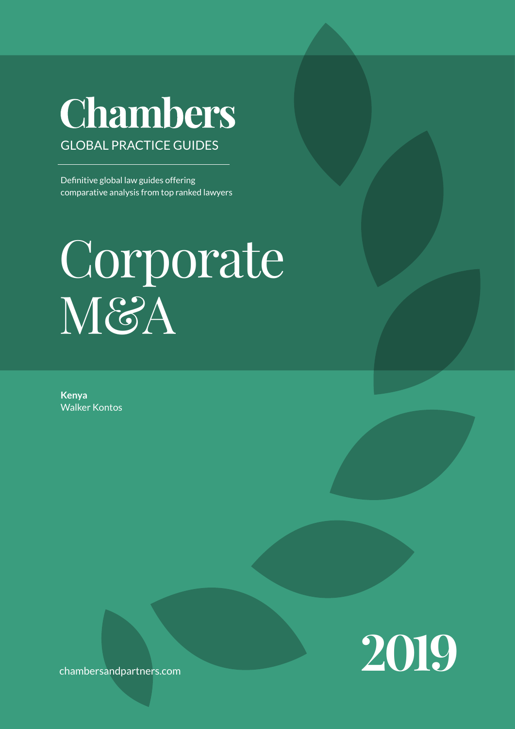# Chambers

GLOBAL PRACTICE GUIDES

Definitive global law guides offering comparative analysis from top ranked lawyers

# Corporate M&A

**Kenya**
Walker Kontos

chambersandpartners.com

2019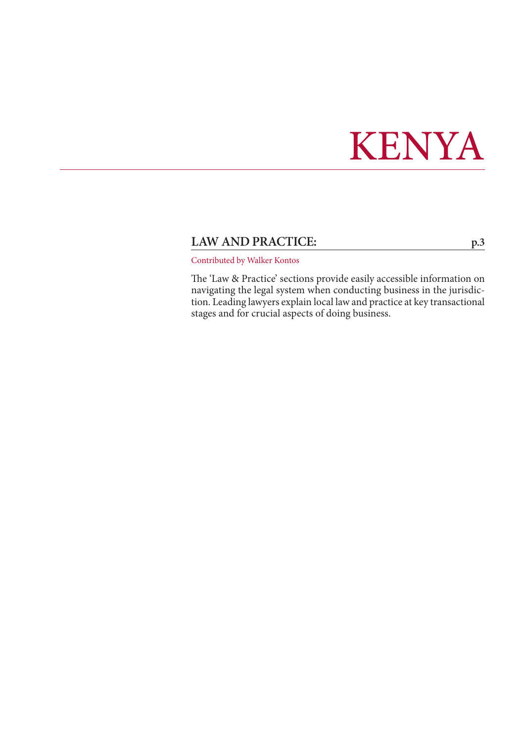# KENYA

## LAW AND PRACTICE: p.3

Contributed by Walker Kontos

The 'Law & Practice' sections provide easily accessible information on navigating the legal system when conducting business in the jurisdiction. Leading lawyers explain local law and practice at key transactional stages and for crucial aspects of doing business.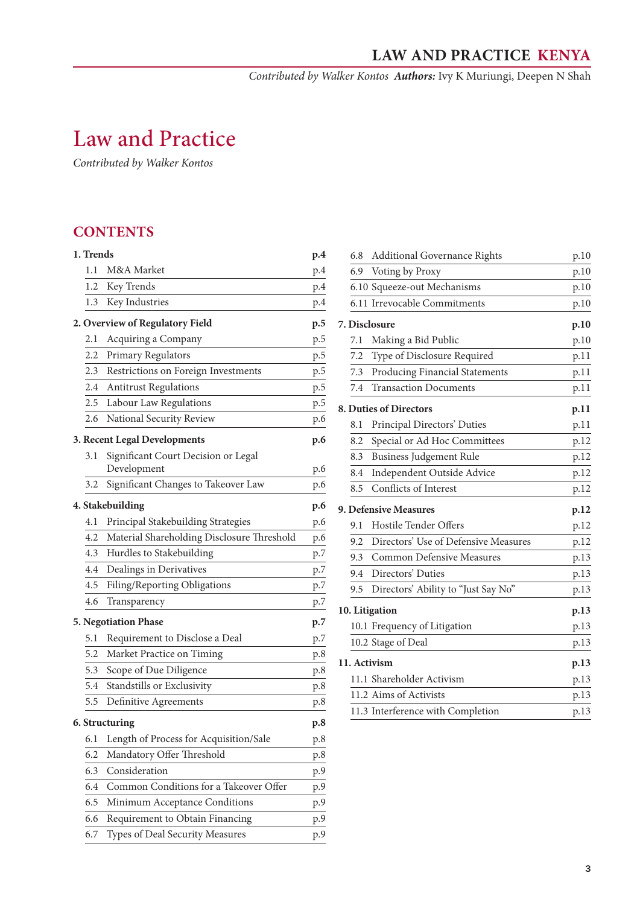# Law and Practice

*Contributed by Walker Kontos*

## CONTENTS

| | |
|---|---|
| **1. Trends** | **p.4** |
| 1.1 M&A Market | p.4 |
| 1.2 Key Trends | p.4 |
| 1.3 Key Industries | p.4 |
| **2. Overview of Regulatory Field** | **p.5** |
| 2.1 Acquiring a Company | p.5 |
| 2.2 Primary Regulators | p.5 |
| 2.3 Restrictions on Foreign Investments | p.5 |
| 2.4 Antitrust Regulations | p.5 |
| 2.5 Labour Law Regulations | p.5 |
| 2.6 National Security Review | p.6 |
| **3. Recent Legal Developments** | **p.6** |
| 3.1 Significant Court Decision or Legal Development | p.6 |
| 3.2 Significant Changes to Takeover Law | p.6 |
| **4. Stakebuilding** | **p.6** |
| 4.1 Principal Stakebuilding Strategies | p.6 |
| 4.2 Material Shareholding Disclosure Threshold | p.6 |
| 4.3 Hurdles to Stakebuilding | p.7 |
| 4.4 Dealings in Derivatives | p.7 |
| 4.5 Filing/Reporting Obligations | p.7 |
| 4.6 Transparency | p.7 |
| **5. Negotiation Phase** | **p.7** |
| 5.1 Requirement to Disclose a Deal | p.7 |
| 5.2 Market Practice on Timing | p.8 |
| 5.3 Scope of Due Diligence | p.8 |
| 5.4 Standstills or Exclusivity | p.8 |
| 5.5 Definitive Agreements | p.8 |
| **6. Structuring** | **p.8** |
| 6.1 Length of Process for Acquisition/Sale | p.8 |
| 6.2 Mandatory Offer Threshold | p.8 |
| 6.3 Consideration | p.9 |
| 6.4 Common Conditions for a Takeover Offer | p.9 |
| 6.5 Minimum Acceptance Conditions | p.9 |
| 6.6 Requirement to Obtain Financing | p.9 |
| 6.7 Types of Deal Security Measures | p.9 |
| 6.8 Additional Governance Rights | p.10 |
| 6.9 Voting by Proxy | p.10 |
| 6.10 Squeeze-out Mechanisms | p.10 |
| 6.11 Irrevocable Commitments | p.10 |
| **7. Disclosure** | **p.10** |
| 7.1 Making a Bid Public | p.10 |
| 7.2 Type of Disclosure Required | p.11 |
| 7.3 Producing Financial Statements | p.11 |
| 7.4 Transaction Documents | p.11 |
| **8. Duties of Directors** | **p.11** |
| 8.1 Principal Directors' Duties | p.11 |
| 8.2 Special or Ad Hoc Committees | p.12 |
| 8.3 Business Judgement Rule | p.12 |
| 8.4 Independent Outside Advice | p.12 |
| 8.5 Conflicts of Interest | p.12 |
| **9. Defensive Measures** | **p.12** |
| 9.1 Hostile Tender Offers | p.12 |
| 9.2 Directors' Use of Defensive Measures | p.12 |
| 9.3 Common Defensive Measures | p.13 |
| 9.4 Directors' Duties | p.13 |
| 9.5 Directors' Ability to "Just Say No" | p.13 |
| **10. Litigation** | **p.13** |
| 10.1 Frequency of Litigation | p.13 |
| 10.2 Stage of Deal | p.13 |
| **11. Activism** | **p.13** |
| 11.1 Shareholder Activism | p.13 |
| 11.2 Aims of Activists | p.13 |
| 11.3 Interference with Completion | p.13 |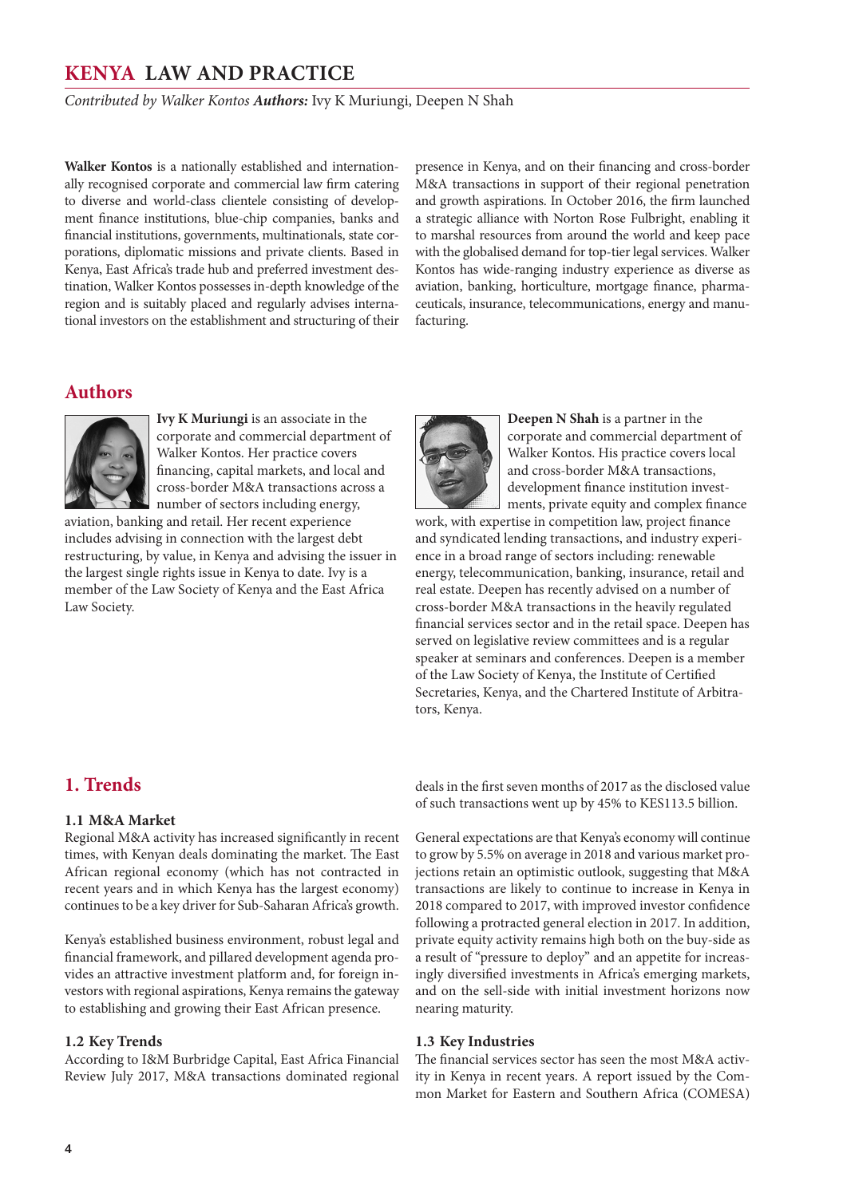# KENYA LAW AND PRACTICE

*Contributed by Walker Kontos* ***Authors:*** Ivy K Muriungi, Deepen N Shah

**Walker Kontos** is a nationally established and internationally recognised corporate and commercial law firm catering to diverse and world-class clientele consisting of development finance institutions, blue-chip companies, banks and financial institutions, governments, multinationals, state corporations, diplomatic missions and private clients. Based in Kenya, East Africa's trade hub and preferred investment destination, Walker Kontos possesses in-depth knowledge of the region and is suitably placed and regularly advises international investors on the establishment and structuring of their presence in Kenya, and on their financing and cross-border M&A transactions in support of their regional penetration and growth aspirations. In October 2016, the firm launched a strategic alliance with Norton Rose Fulbright, enabling it to marshal resources from around the world and keep pace with the globalised demand for top-tier legal services. Walker Kontos has wide-ranging industry experience as diverse as aviation, banking, horticulture, mortgage finance, pharmaceuticals, insurance, telecommunications, energy and manufacturing.

## Authors

**Ivy K Muriungi** is an associate in the corporate and commercial department of Walker Kontos. Her practice covers financing, capital markets, and local and cross-border M&A transactions across a number of sectors including energy, aviation, banking and retail. Her recent experience includes advising in connection with the largest debt restructuring, by value, in Kenya and advising the issuer in the largest single rights issue in Kenya to date. Ivy is a member of the Law Society of Kenya and the East Africa Law Society.

**Deepen N Shah** is a partner in the corporate and commercial department of Walker Kontos. His practice covers local and cross-border M&A transactions, development finance institution investments, private equity and complex finance work, with expertise in competition law, project finance and syndicated lending transactions, and industry experience in a broad range of sectors including: renewable energy, telecommunication, banking, insurance, retail and real estate. Deepen has recently advised on a number of cross-border M&A transactions in the heavily regulated financial services sector and in the retail space. Deepen has served on legislative review committees and is a regular speaker at seminars and conferences. Deepen is a member of the Law Society of Kenya, the Institute of Certified Secretaries, Kenya, and the Chartered Institute of Arbitrators, Kenya.

## 1. Trends

### 1.1 M&A Market

Regional M&A activity has increased significantly in recent times, with Kenyan deals dominating the market. The East African regional economy (which has not contracted in recent years and in which Kenya has the largest economy) continues to be a key driver for Sub-Saharan Africa's growth.

Kenya's established business environment, robust legal and financial framework, and pillared development agenda provides an attractive investment platform and, for foreign investors with regional aspirations, Kenya remains the gateway to establishing and growing their East African presence.

### 1.2 Key Trends

According to I&M Burbridge Capital, East Africa Financial Review July 2017, M&A transactions dominated regional deals in the first seven months of 2017 as the disclosed value of such transactions went up by 45% to KES113.5 billion.

General expectations are that Kenya's economy will continue to grow by 5.5% on average in 2018 and various market projections retain an optimistic outlook, suggesting that M&A transactions are likely to continue to increase in Kenya in 2018 compared to 2017, with improved investor confidence following a protracted general election in 2017. In addition, private equity activity remains high both on the buy-side as a result of "pressure to deploy" and an appetite for increasingly diversified investments in Africa's emerging markets, and on the sell-side with initial investment horizons now nearing maturity.

### 1.3 Key Industries

The financial services sector has seen the most M&A activity in Kenya in recent years. A report issued by the Common Market for Eastern and Southern Africa (COMESA)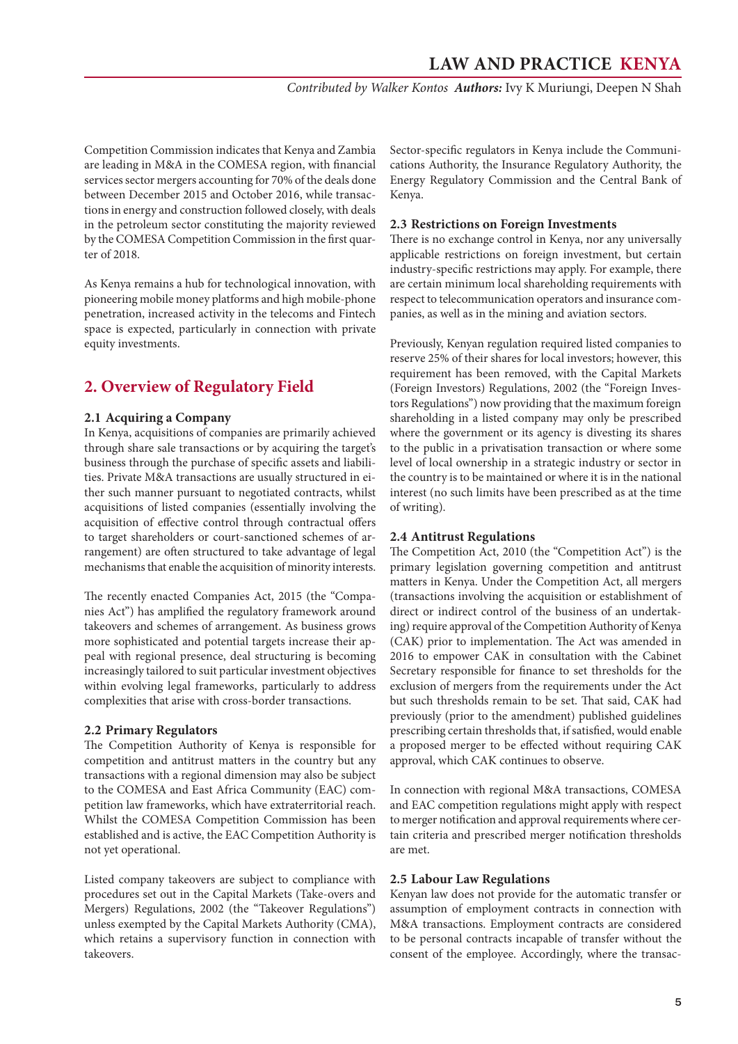Competition Commission indicates that Kenya and Zambia are leading in M&A in the COMESA region, with financial services sector mergers accounting for 70% of the deals done between December 2015 and October 2016, while transactions in energy and construction followed closely, with deals in the petroleum sector constituting the majority reviewed by the COMESA Competition Commission in the first quarter of 2018.

As Kenya remains a hub for technological innovation, with pioneering mobile money platforms and high mobile-phone penetration, increased activity in the telecoms and Fintech space is expected, particularly in connection with private equity investments.

## 2. Overview of Regulatory Field

### 2.1 Acquiring a Company

In Kenya, acquisitions of companies are primarily achieved through share sale transactions or by acquiring the target's business through the purchase of specific assets and liabilities. Private M&A transactions are usually structured in either such manner pursuant to negotiated contracts, whilst acquisitions of listed companies (essentially involving the acquisition of effective control through contractual offers to target shareholders or court-sanctioned schemes of arrangement) are often structured to take advantage of legal mechanisms that enable the acquisition of minority interests.

The recently enacted Companies Act, 2015 (the "Companies Act") has amplified the regulatory framework around takeovers and schemes of arrangement. As business grows more sophisticated and potential targets increase their appeal with regional presence, deal structuring is becoming increasingly tailored to suit particular investment objectives within evolving legal frameworks, particularly to address complexities that arise with cross-border transactions.

### 2.2 Primary Regulators

The Competition Authority of Kenya is responsible for competition and antitrust matters in the country but any transactions with a regional dimension may also be subject to the COMESA and East Africa Community (EAC) competition law frameworks, which have extraterritorial reach. Whilst the COMESA Competition Commission has been established and is active, the EAC Competition Authority is not yet operational.

Listed company takeovers are subject to compliance with procedures set out in the Capital Markets (Take-overs and Mergers) Regulations, 2002 (the "Takeover Regulations") unless exempted by the Capital Markets Authority (CMA), which retains a supervisory function in connection with takeovers.

Sector-specific regulators in Kenya include the Communications Authority, the Insurance Regulatory Authority, the Energy Regulatory Commission and the Central Bank of Kenya.

### 2.3 Restrictions on Foreign Investments

There is no exchange control in Kenya, nor any universally applicable restrictions on foreign investment, but certain industry-specific restrictions may apply. For example, there are certain minimum local shareholding requirements with respect to telecommunication operators and insurance companies, as well as in the mining and aviation sectors.

Previously, Kenyan regulation required listed companies to reserve 25% of their shares for local investors; however, this requirement has been removed, with the Capital Markets (Foreign Investors) Regulations, 2002 (the "Foreign Investors Regulations") now providing that the maximum foreign shareholding in a listed company may only be prescribed where the government or its agency is divesting its shares to the public in a privatisation transaction or where some level of local ownership in a strategic industry or sector in the country is to be maintained or where it is in the national interest (no such limits have been prescribed as at the time of writing).

### 2.4 Antitrust Regulations

The Competition Act, 2010 (the "Competition Act") is the primary legislation governing competition and antitrust matters in Kenya. Under the Competition Act, all mergers (transactions involving the acquisition or establishment of direct or indirect control of the business of an undertaking) require approval of the Competition Authority of Kenya (CAK) prior to implementation. The Act was amended in 2016 to empower CAK in consultation with the Cabinet Secretary responsible for finance to set thresholds for the exclusion of mergers from the requirements under the Act but such thresholds remain to be set. That said, CAK had previously (prior to the amendment) published guidelines prescribing certain thresholds that, if satisfied, would enable a proposed merger to be effected without requiring CAK approval, which CAK continues to observe.

In connection with regional M&A transactions, COMESA and EAC competition regulations might apply with respect to merger notification and approval requirements where certain criteria and prescribed merger notification thresholds are met.

### 2.5 Labour Law Regulations

Kenyan law does not provide for the automatic transfer or assumption of employment contracts in connection with M&A transactions. Employment contracts are considered to be personal contracts incapable of transfer without the consent of the employee. Accordingly, where the transac-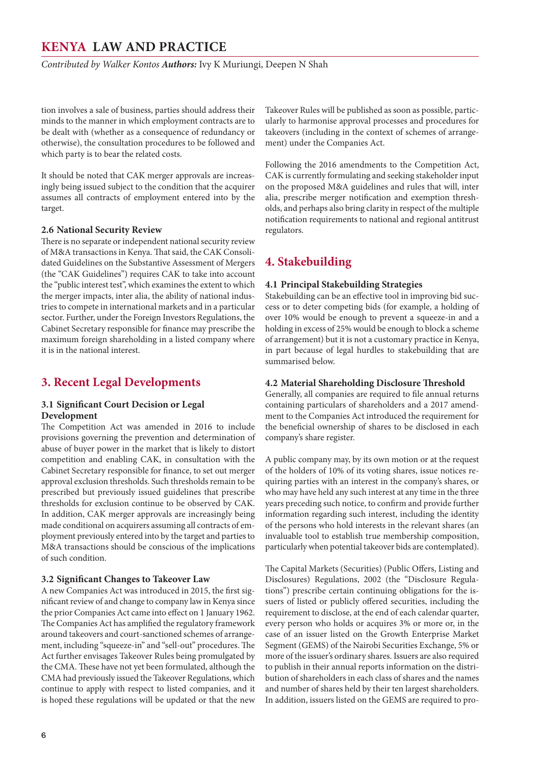tion involves a sale of business, parties should address their minds to the manner in which employment contracts are to be dealt with (whether as a consequence of redundancy or otherwise), the consultation procedures to be followed and which party is to bear the related costs.

It should be noted that CAK merger approvals are increasingly being issued subject to the condition that the acquirer assumes all contracts of employment entered into by the target.

### 2.6 National Security Review

There is no separate or independent national security review of M&A transactions in Kenya. That said, the CAK Consolidated Guidelines on the Substantive Assessment of Mergers (the "CAK Guidelines") requires CAK to take into account the "public interest test", which examines the extent to which the merger impacts, inter alia, the ability of national industries to compete in international markets and in a particular sector. Further, under the Foreign Investors Regulations, the Cabinet Secretary responsible for finance may prescribe the maximum foreign shareholding in a listed company where it is in the national interest.

## 3. Recent Legal Developments

### 3.1 Significant Court Decision or Legal Development

The Competition Act was amended in 2016 to include provisions governing the prevention and determination of abuse of buyer power in the market that is likely to distort competition and enabling CAK, in consultation with the Cabinet Secretary responsible for finance, to set out merger approval exclusion thresholds. Such thresholds remain to be prescribed but previously issued guidelines that prescribe thresholds for exclusion continue to be observed by CAK. In addition, CAK merger approvals are increasingly being made conditional on acquirers assuming all contracts of employment previously entered into by the target and parties to M&A transactions should be conscious of the implications of such condition.

### 3.2 Significant Changes to Takeover Law

A new Companies Act was introduced in 2015, the first significant review of and change to company law in Kenya since the prior Companies Act came into effect on 1 January 1962. The Companies Act has amplified the regulatory framework around takeovers and court-sanctioned schemes of arrangement, including "squeeze-in" and "sell-out" procedures. The Act further envisages Takeover Rules being promulgated by the CMA. These have not yet been formulated, although the CMA had previously issued the Takeover Regulations, which continue to apply with respect to listed companies, and it is hoped these regulations will be updated or that the new Takeover Rules will be published as soon as possible, particularly to harmonise approval processes and procedures for takeovers (including in the context of schemes of arrangement) under the Companies Act.

Following the 2016 amendments to the Competition Act, CAK is currently formulating and seeking stakeholder input on the proposed M&A guidelines and rules that will, inter alia, prescribe merger notification and exemption thresholds, and perhaps also bring clarity in respect of the multiple notification requirements to national and regional antitrust regulators.

## 4. Stakebuilding

### 4.1 Principal Stakebuilding Strategies

Stakebuilding can be an effective tool in improving bid success or to deter competing bids (for example, a holding of over 10% would be enough to prevent a squeeze-in and a holding in excess of 25% would be enough to block a scheme of arrangement) but it is not a customary practice in Kenya, in part because of legal hurdles to stakebuilding that are summarised below.

### 4.2 Material Shareholding Disclosure Threshold

Generally, all companies are required to file annual returns containing particulars of shareholders and a 2017 amendment to the Companies Act introduced the requirement for the beneficial ownership of shares to be disclosed in each company's share register.

A public company may, by its own motion or at the request of the holders of 10% of its voting shares, issue notices requiring parties with an interest in the company's shares, or who may have held any such interest at any time in the three years preceding such notice, to confirm and provide further information regarding such interest, including the identity of the persons who hold interests in the relevant shares (an invaluable tool to establish true membership composition, particularly when potential takeover bids are contemplated).

The Capital Markets (Securities) (Public Offers, Listing and Disclosures) Regulations, 2002 (the "Disclosure Regulations") prescribe certain continuing obligations for the issuers of listed or publicly offered securities, including the requirement to disclose, at the end of each calendar quarter, every person who holds or acquires 3% or more or, in the case of an issuer listed on the Growth Enterprise Market Segment (GEMS) of the Nairobi Securities Exchange, 5% or more of the issuer's ordinary shares. Issuers are also required to publish in their annual reports information on the distribution of shareholders in each class of shares and the names and number of shares held by their ten largest shareholders. In addition, issuers listed on the GEMS are required to pro-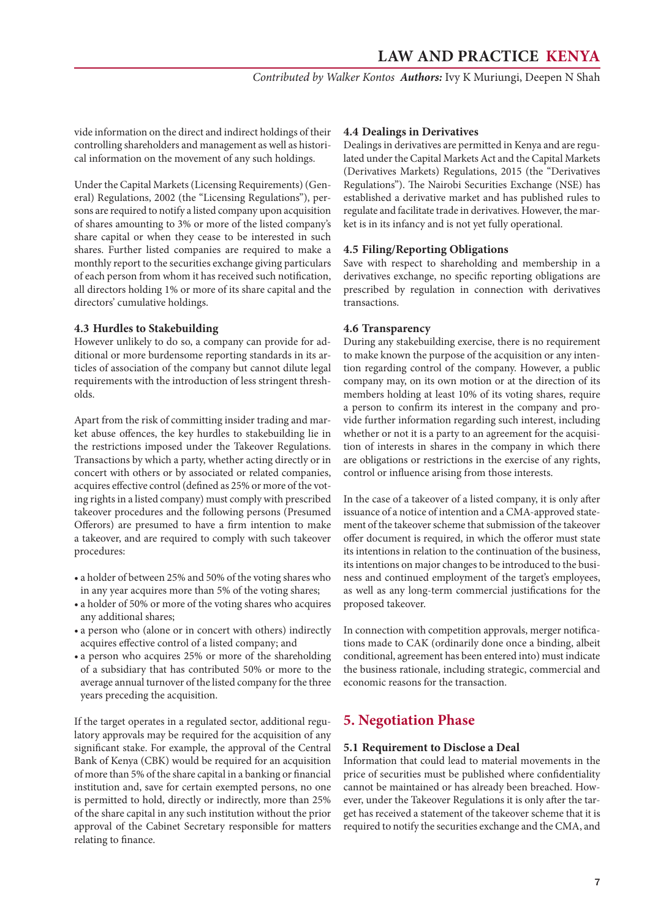vide information on the direct and indirect holdings of their controlling shareholders and management as well as historical information on the movement of any such holdings.

Under the Capital Markets (Licensing Requirements) (General) Regulations, 2002 (the "Licensing Regulations"), persons are required to notify a listed company upon acquisition of shares amounting to 3% or more of the listed company's share capital or when they cease to be interested in such shares. Further listed companies are required to make a monthly report to the securities exchange giving particulars of each person from whom it has received such notification, all directors holding 1% or more of its share capital and the directors' cumulative holdings.

### 4.3 Hurdles to Stakebuilding

However unlikely to do so, a company can provide for additional or more burdensome reporting standards in its articles of association of the company but cannot dilute legal requirements with the introduction of less stringent thresholds.

Apart from the risk of committing insider trading and market abuse offences, the key hurdles to stakebuilding lie in the restrictions imposed under the Takeover Regulations. Transactions by which a party, whether acting directly or in concert with others or by associated or related companies, acquires effective control (defined as 25% or more of the voting rights in a listed company) must comply with prescribed takeover procedures and the following persons (Presumed Offerors) are presumed to have a firm intention to make a takeover, and are required to comply with such takeover procedures:

- a holder of between 25% and 50% of the voting shares who in any year acquires more than 5% of the voting shares;
- a holder of 50% or more of the voting shares who acquires any additional shares;
- a person who (alone or in concert with others) indirectly acquires effective control of a listed company; and
- a person who acquires 25% or more of the shareholding of a subsidiary that has contributed 50% or more to the average annual turnover of the listed company for the three years preceding the acquisition.

If the target operates in a regulated sector, additional regulatory approvals may be required for the acquisition of any significant stake. For example, the approval of the Central Bank of Kenya (CBK) would be required for an acquisition of more than 5% of the share capital in a banking or financial institution and, save for certain exempted persons, no one is permitted to hold, directly or indirectly, more than 25% of the share capital in any such institution without the prior approval of the Cabinet Secretary responsible for matters relating to finance.

### 4.4 Dealings in Derivatives

Dealings in derivatives are permitted in Kenya and are regulated under the Capital Markets Act and the Capital Markets (Derivatives Markets) Regulations, 2015 (the "Derivatives Regulations"). The Nairobi Securities Exchange (NSE) has established a derivative market and has published rules to regulate and facilitate trade in derivatives. However, the market is in its infancy and is not yet fully operational.

### 4.5 Filing/Reporting Obligations

Save with respect to shareholding and membership in a derivatives exchange, no specific reporting obligations are prescribed by regulation in connection with derivatives transactions.

### 4.6 Transparency

During any stakebuilding exercise, there is no requirement to make known the purpose of the acquisition or any intention regarding control of the company. However, a public company may, on its own motion or at the direction of its members holding at least 10% of its voting shares, require a person to confirm its interest in the company and provide further information regarding such interest, including whether or not it is a party to an agreement for the acquisition of interests in shares in the company in which there are obligations or restrictions in the exercise of any rights, control or influence arising from those interests.

In the case of a takeover of a listed company, it is only after issuance of a notice of intention and a CMA-approved statement of the takeover scheme that submission of the takeover offer document is required, in which the offeror must state its intentions in relation to the continuation of the business, its intentions on major changes to be introduced to the business and continued employment of the target's employees, as well as any long-term commercial justifications for the proposed takeover.

In connection with competition approvals, merger notifications made to CAK (ordinarily done once a binding, albeit conditional, agreement has been entered into) must indicate the business rationale, including strategic, commercial and economic reasons for the transaction.

## 5. Negotiation Phase

### 5.1 Requirement to Disclose a Deal

Information that could lead to material movements in the price of securities must be published where confidentiality cannot be maintained or has already been breached. However, under the Takeover Regulations it is only after the target has received a statement of the takeover scheme that it is required to notify the securities exchange and the CMA, and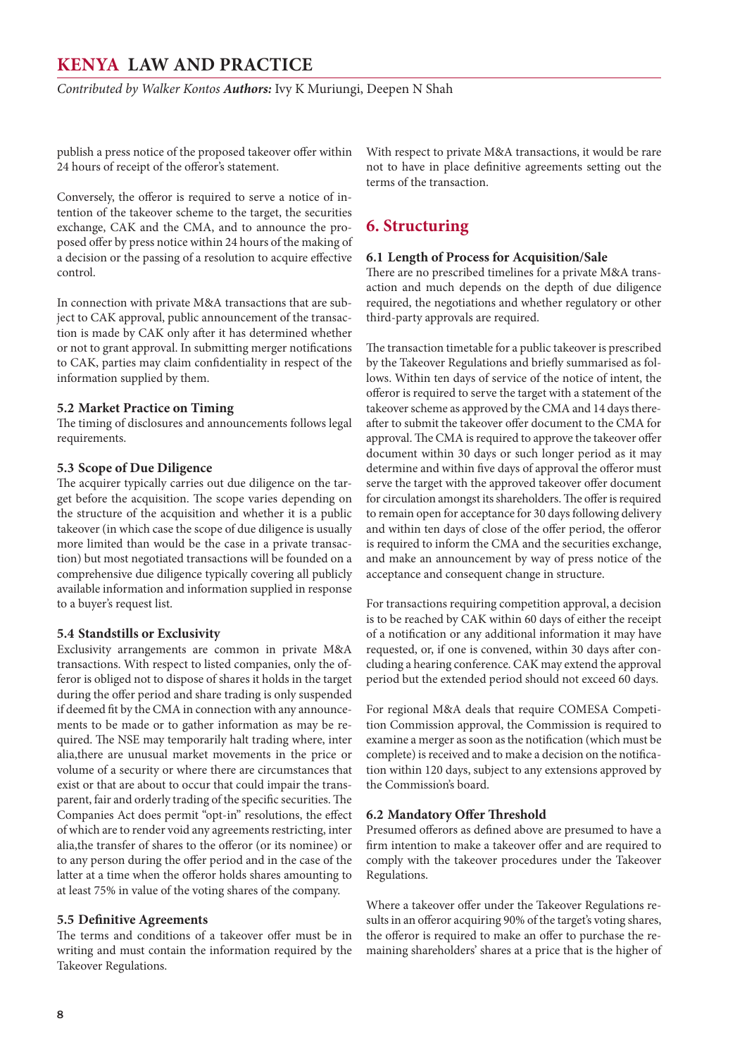publish a press notice of the proposed takeover offer within 24 hours of receipt of the offeror's statement.

Conversely, the offeror is required to serve a notice of intention of the takeover scheme to the target, the securities exchange, CAK and the CMA, and to announce the proposed offer by press notice within 24 hours of the making of a decision or the passing of a resolution to acquire effective control.

In connection with private M&A transactions that are subject to CAK approval, public announcement of the transaction is made by CAK only after it has determined whether or not to grant approval. In submitting merger notifications to CAK, parties may claim confidentiality in respect of the information supplied by them.

### 5.2 Market Practice on Timing

The timing of disclosures and announcements follows legal requirements.

### 5.3 Scope of Due Diligence

The acquirer typically carries out due diligence on the target before the acquisition. The scope varies depending on the structure of the acquisition and whether it is a public takeover (in which case the scope of due diligence is usually more limited than would be the case in a private transaction) but most negotiated transactions will be founded on a comprehensive due diligence typically covering all publicly available information and information supplied in response to a buyer's request list.

### 5.4 Standstills or Exclusivity

Exclusivity arrangements are common in private M&A transactions. With respect to listed companies, only the offeror is obliged not to dispose of shares it holds in the target during the offer period and share trading is only suspended if deemed fit by the CMA in connection with any announcements to be made or to gather information as may be required. The NSE may temporarily halt trading where, inter alia,there are unusual market movements in the price or volume of a security or where there are circumstances that exist or that are about to occur that could impair the transparent, fair and orderly trading of the specific securities. The Companies Act does permit "opt-in" resolutions, the effect of which are to render void any agreements restricting, inter alia,the transfer of shares to the offeror (or its nominee) or to any person during the offer period and in the case of the latter at a time when the offeror holds shares amounting to at least 75% in value of the voting shares of the company.

### 5.5 Definitive Agreements

The terms and conditions of a takeover offer must be in writing and must contain the information required by the Takeover Regulations.

With respect to private M&A transactions, it would be rare not to have in place definitive agreements setting out the terms of the transaction.

## 6. Structuring

### 6.1 Length of Process for Acquisition/Sale

There are no prescribed timelines for a private M&A transaction and much depends on the depth of due diligence required, the negotiations and whether regulatory or other third-party approvals are required.

The transaction timetable for a public takeover is prescribed by the Takeover Regulations and briefly summarised as follows. Within ten days of service of the notice of intent, the offeror is required to serve the target with a statement of the takeover scheme as approved by the CMA and 14 days thereafter to submit the takeover offer document to the CMA for approval. The CMA is required to approve the takeover offer document within 30 days or such longer period as it may determine and within five days of approval the offeror must serve the target with the approved takeover offer document for circulation amongst its shareholders. The offer is required to remain open for acceptance for 30 days following delivery and within ten days of close of the offer period, the offeror is required to inform the CMA and the securities exchange, and make an announcement by way of press notice of the acceptance and consequent change in structure.

For transactions requiring competition approval, a decision is to be reached by CAK within 60 days of either the receipt of a notification or any additional information it may have requested, or, if one is convened, within 30 days after concluding a hearing conference. CAK may extend the approval period but the extended period should not exceed 60 days.

For regional M&A deals that require COMESA Competition Commission approval, the Commission is required to examine a merger as soon as the notification (which must be complete) is received and to make a decision on the notification within 120 days, subject to any extensions approved by the Commission's board.

### 6.2 Mandatory Offer Threshold

Presumed offerors as defined above are presumed to have a firm intention to make a takeover offer and are required to comply with the takeover procedures under the Takeover Regulations.

Where a takeover offer under the Takeover Regulations results in an offeror acquiring 90% of the target's voting shares, the offeror is required to make an offer to purchase the remaining shareholders' shares at a price that is the higher of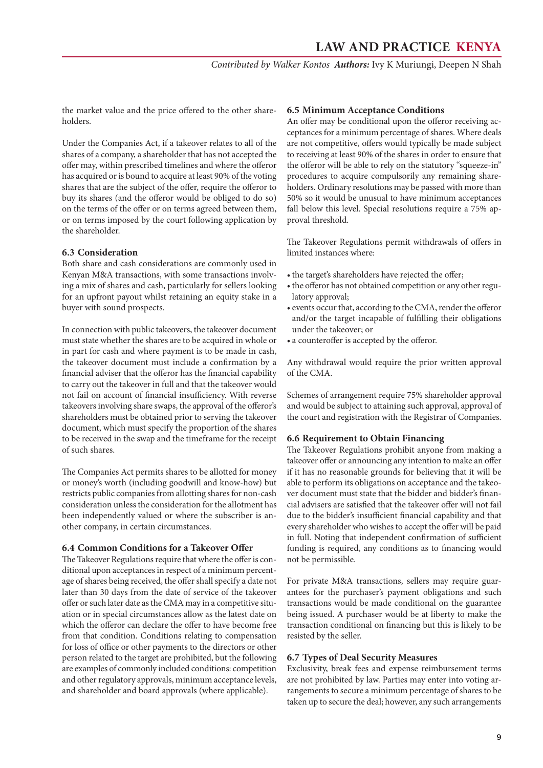the market value and the price offered to the other shareholders.

Under the Companies Act, if a takeover relates to all of the shares of a company, a shareholder that has not accepted the offer may, within prescribed timelines and where the offeror has acquired or is bound to acquire at least 90% of the voting shares that are the subject of the offer, require the offeror to buy its shares (and the offeror would be obliged to do so) on the terms of the offer or on terms agreed between them, or on terms imposed by the court following application by the shareholder.

### 6.3 Consideration

Both share and cash considerations are commonly used in Kenyan M&A transactions, with some transactions involving a mix of shares and cash, particularly for sellers looking for an upfront payout whilst retaining an equity stake in a buyer with sound prospects.

In connection with public takeovers, the takeover document must state whether the shares are to be acquired in whole or in part for cash and where payment is to be made in cash, the takeover document must include a confirmation by a financial adviser that the offeror has the financial capability to carry out the takeover in full and that the takeover would not fail on account of financial insufficiency. With reverse takeovers involving share swaps, the approval of the offeror's shareholders must be obtained prior to serving the takeover document, which must specify the proportion of the shares to be received in the swap and the timeframe for the receipt of such shares.

The Companies Act permits shares to be allotted for money or money's worth (including goodwill and know-how) but restricts public companies from allotting shares for non-cash consideration unless the consideration for the allotment has been independently valued or where the subscriber is another company, in certain circumstances.

### 6.4 Common Conditions for a Takeover Offer

The Takeover Regulations require that where the offer is conditional upon acceptances in respect of a minimum percentage of shares being received, the offer shall specify a date not later than 30 days from the date of service of the takeover offer or such later date as the CMA may in a competitive situation or in special circumstances allow as the latest date on which the offeror can declare the offer to have become free from that condition. Conditions relating to compensation for loss of office or other payments to the directors or other person related to the target are prohibited, but the following are examples of commonly included conditions: competition and other regulatory approvals, minimum acceptance levels, and shareholder and board approvals (where applicable).

### 6.5 Minimum Acceptance Conditions

An offer may be conditional upon the offeror receiving acceptances for a minimum percentage of shares. Where deals are not competitive, offers would typically be made subject to receiving at least 90% of the shares in order to ensure that the offeror will be able to rely on the statutory "squeeze-in" procedures to acquire compulsorily any remaining shareholders. Ordinary resolutions may be passed with more than 50% so it would be unusual to have minimum acceptances fall below this level. Special resolutions require a 75% approval threshold.

The Takeover Regulations permit withdrawals of offers in limited instances where:

- the target's shareholders have rejected the offer;
- the offeror has not obtained competition or any other regulatory approval;
- events occur that, according to the CMA, render the offeror and/or the target incapable of fulfilling their obligations under the takeover; or
- a counteroffer is accepted by the offeror.

Any withdrawal would require the prior written approval of the CMA.

Schemes of arrangement require 75% shareholder approval and would be subject to attaining such approval, approval of the court and registration with the Registrar of Companies.

### 6.6 Requirement to Obtain Financing

The Takeover Regulations prohibit anyone from making a takeover offer or announcing any intention to make an offer if it has no reasonable grounds for believing that it will be able to perform its obligations on acceptance and the takeover document must state that the bidder and bidder's financial advisers are satisfied that the takeover offer will not fail due to the bidder's insufficient financial capability and that every shareholder who wishes to accept the offer will be paid in full. Noting that independent confirmation of sufficient funding is required, any conditions as to financing would not be permissible.

For private M&A transactions, sellers may require guarantees for the purchaser's payment obligations and such transactions would be made conditional on the guarantee being issued. A purchaser would be at liberty to make the transaction conditional on financing but this is likely to be resisted by the seller.

### 6.7 Types of Deal Security Measures

Exclusivity, break fees and expense reimbursement terms are not prohibited by law. Parties may enter into voting arrangements to secure a minimum percentage of shares to be taken up to secure the deal; however, any such arrangements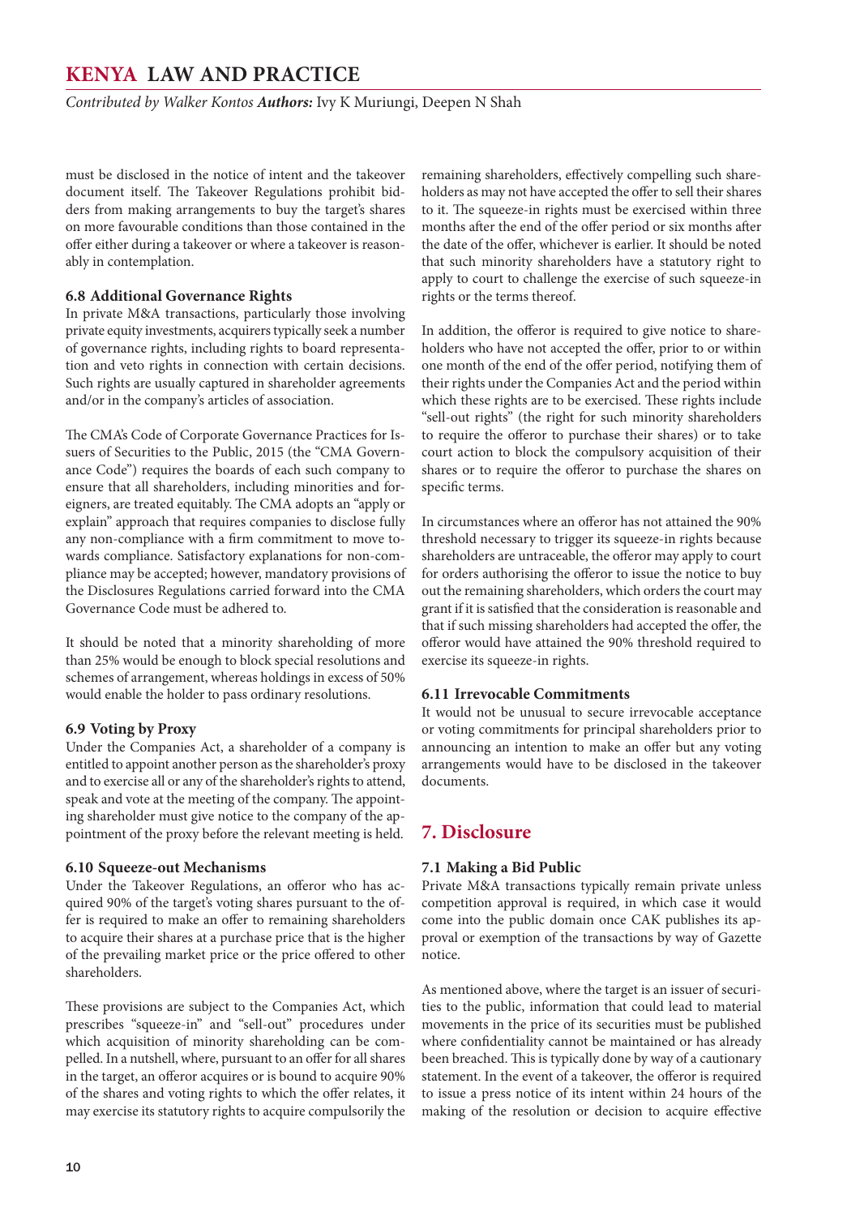must be disclosed in the notice of intent and the takeover document itself. The Takeover Regulations prohibit bidders from making arrangements to buy the target's shares on more favourable conditions than those contained in the offer either during a takeover or where a takeover is reasonably in contemplation.

### 6.8 Additional Governance Rights

In private M&A transactions, particularly those involving private equity investments, acquirers typically seek a number of governance rights, including rights to board representation and veto rights in connection with certain decisions. Such rights are usually captured in shareholder agreements and/or in the company's articles of association.

The CMA's Code of Corporate Governance Practices for Issuers of Securities to the Public, 2015 (the "CMA Governance Code") requires the boards of each such company to ensure that all shareholders, including minorities and foreigners, are treated equitably. The CMA adopts an "apply or explain" approach that requires companies to disclose fully any non-compliance with a firm commitment to move towards compliance. Satisfactory explanations for non-compliance may be accepted; however, mandatory provisions of the Disclosures Regulations carried forward into the CMA Governance Code must be adhered to.

It should be noted that a minority shareholding of more than 25% would be enough to block special resolutions and schemes of arrangement, whereas holdings in excess of 50% would enable the holder to pass ordinary resolutions.

### 6.9 Voting by Proxy

Under the Companies Act, a shareholder of a company is entitled to appoint another person as the shareholder's proxy and to exercise all or any of the shareholder's rights to attend, speak and vote at the meeting of the company. The appointing shareholder must give notice to the company of the appointment of the proxy before the relevant meeting is held.

### 6.10 Squeeze-out Mechanisms

Under the Takeover Regulations, an offeror who has acquired 90% of the target's voting shares pursuant to the offer is required to make an offer to remaining shareholders to acquire their shares at a purchase price that is the higher of the prevailing market price or the price offered to other shareholders.

These provisions are subject to the Companies Act, which prescribes "squeeze-in" and "sell-out" procedures under which acquisition of minority shareholding can be compelled. In a nutshell, where, pursuant to an offer for all shares in the target, an offeror acquires or is bound to acquire 90% of the shares and voting rights to which the offer relates, it may exercise its statutory rights to acquire compulsorily the remaining shareholders, effectively compelling such shareholders as may not have accepted the offer to sell their shares to it. The squeeze-in rights must be exercised within three months after the end of the offer period or six months after the date of the offer, whichever is earlier. It should be noted that such minority shareholders have a statutory right to apply to court to challenge the exercise of such squeeze-in rights or the terms thereof.

In addition, the offeror is required to give notice to shareholders who have not accepted the offer, prior to or within one month of the end of the offer period, notifying them of their rights under the Companies Act and the period within which these rights are to be exercised. These rights include "sell-out rights" (the right for such minority shareholders to require the offeror to purchase their shares) or to take court action to block the compulsory acquisition of their shares or to require the offeror to purchase the shares on specific terms.

In circumstances where an offeror has not attained the 90% threshold necessary to trigger its squeeze-in rights because shareholders are untraceable, the offeror may apply to court for orders authorising the offeror to issue the notice to buy out the remaining shareholders, which orders the court may grant if it is satisfied that the consideration is reasonable and that if such missing shareholders had accepted the offer, the offeror would have attained the 90% threshold required to exercise its squeeze-in rights.

### 6.11 Irrevocable Commitments

It would not be unusual to secure irrevocable acceptance or voting commitments for principal shareholders prior to announcing an intention to make an offer but any voting arrangements would have to be disclosed in the takeover documents.

## 7. Disclosure

### 7.1 Making a Bid Public

Private M&A transactions typically remain private unless competition approval is required, in which case it would come into the public domain once CAK publishes its approval or exemption of the transactions by way of Gazette notice.

As mentioned above, where the target is an issuer of securities to the public, information that could lead to material movements in the price of its securities must be published where confidentiality cannot be maintained or has already been breached. This is typically done by way of a cautionary statement. In the event of a takeover, the offeror is required to issue a press notice of its intent within 24 hours of the making of the resolution or decision to acquire effective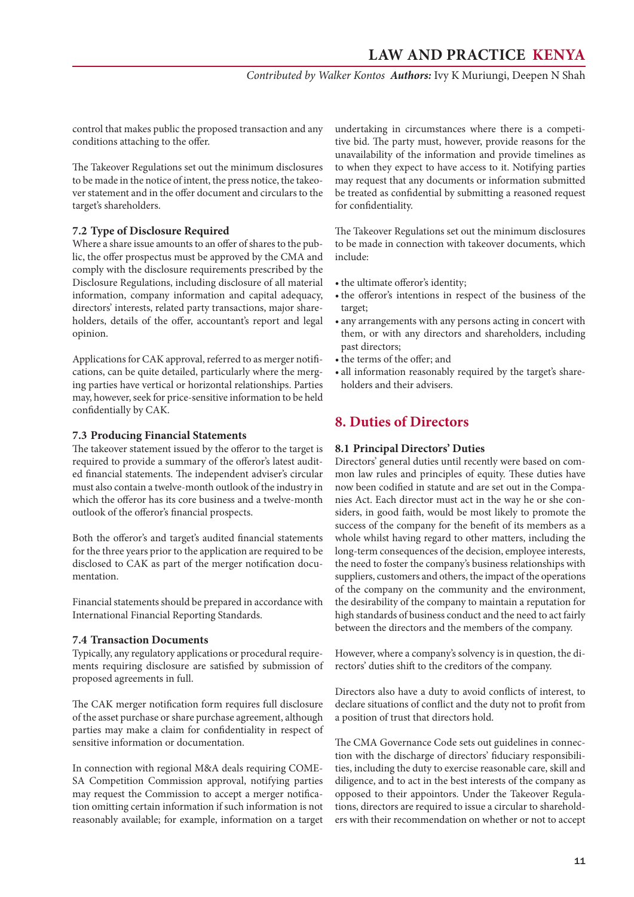control that makes public the proposed transaction and any conditions attaching to the offer.

The Takeover Regulations set out the minimum disclosures to be made in the notice of intent, the press notice, the takeover statement and in the offer document and circulars to the target's shareholders.

### 7.2 Type of Disclosure Required

Where a share issue amounts to an offer of shares to the public, the offer prospectus must be approved by the CMA and comply with the disclosure requirements prescribed by the Disclosure Regulations, including disclosure of all material information, company information and capital adequacy, directors' interests, related party transactions, major shareholders, details of the offer, accountant's report and legal opinion.

Applications for CAK approval, referred to as merger notifications, can be quite detailed, particularly where the merging parties have vertical or horizontal relationships. Parties may, however, seek for price-sensitive information to be held confidentially by CAK.

### 7.3 Producing Financial Statements

The takeover statement issued by the offeror to the target is required to provide a summary of the offeror's latest audited financial statements. The independent adviser's circular must also contain a twelve-month outlook of the industry in which the offeror has its core business and a twelve-month outlook of the offeror's financial prospects.

Both the offeror's and target's audited financial statements for the three years prior to the application are required to be disclosed to CAK as part of the merger notification documentation.

Financial statements should be prepared in accordance with International Financial Reporting Standards.

### 7.4 Transaction Documents

Typically, any regulatory applications or procedural requirements requiring disclosure are satisfied by submission of proposed agreements in full.

The CAK merger notification form requires full disclosure of the asset purchase or share purchase agreement, although parties may make a claim for confidentiality in respect of sensitive information or documentation.

In connection with regional M&A deals requiring COMESA Competition Commission approval, notifying parties may request the Commission to accept a merger notification omitting certain information if such information is not reasonably available; for example, information on a target undertaking in circumstances where there is a competitive bid. The party must, however, provide reasons for the unavailability of the information and provide timelines as to when they expect to have access to it. Notifying parties may request that any documents or information submitted be treated as confidential by submitting a reasoned request for confidentiality.

The Takeover Regulations set out the minimum disclosures to be made in connection with takeover documents, which include:

- the ultimate offeror's identity;
- the offeror's intentions in respect of the business of the target;
- any arrangements with any persons acting in concert with them, or with any directors and shareholders, including past directors;
- the terms of the offer; and
- all information reasonably required by the target's shareholders and their advisers.

## 8. Duties of Directors

### 8.1 Principal Directors' Duties

Directors' general duties until recently were based on common law rules and principles of equity. These duties have now been codified in statute and are set out in the Companies Act. Each director must act in the way he or she considers, in good faith, would be most likely to promote the success of the company for the benefit of its members as a whole whilst having regard to other matters, including the long-term consequences of the decision, employee interests, the need to foster the company's business relationships with suppliers, customers and others, the impact of the operations of the company on the community and the environment, the desirability of the company to maintain a reputation for high standards of business conduct and the need to act fairly between the directors and the members of the company.

However, where a company's solvency is in question, the directors' duties shift to the creditors of the company.

Directors also have a duty to avoid conflicts of interest, to declare situations of conflict and the duty not to profit from a position of trust that directors hold.

The CMA Governance Code sets out guidelines in connection with the discharge of directors' fiduciary responsibilities, including the duty to exercise reasonable care, skill and diligence, and to act in the best interests of the company as opposed to their appointors. Under the Takeover Regulations, directors are required to issue a circular to shareholders with their recommendation on whether or not to accept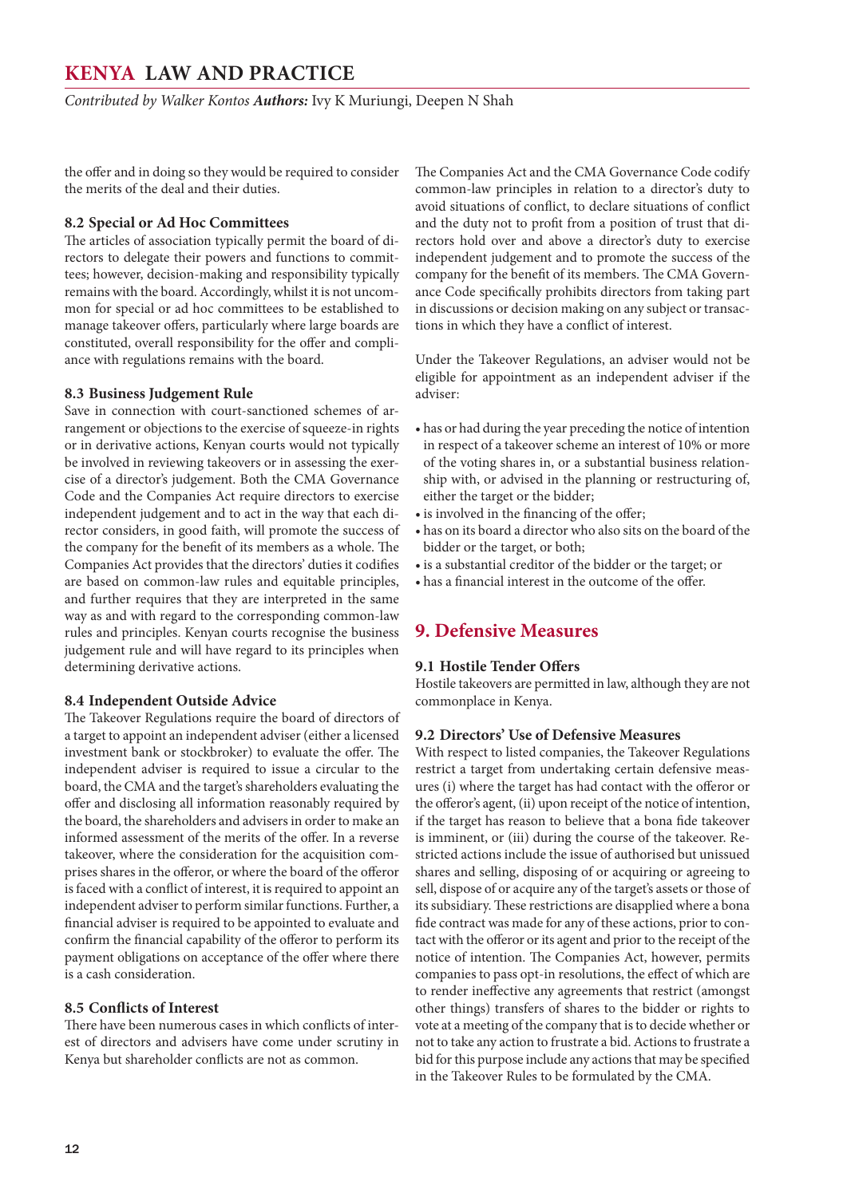the offer and in doing so they would be required to consider the merits of the deal and their duties.

### 8.2 Special or Ad Hoc Committees

The articles of association typically permit the board of directors to delegate their powers and functions to committees; however, decision-making and responsibility typically remains with the board. Accordingly, whilst it is not uncommon for special or ad hoc committees to be established to manage takeover offers, particularly where large boards are constituted, overall responsibility for the offer and compliance with regulations remains with the board.

### 8.3 Business Judgement Rule

Save in connection with court-sanctioned schemes of arrangement or objections to the exercise of squeeze-in rights or in derivative actions, Kenyan courts would not typically be involved in reviewing takeovers or in assessing the exercise of a director's judgement. Both the CMA Governance Code and the Companies Act require directors to exercise independent judgement and to act in the way that each director considers, in good faith, will promote the success of the company for the benefit of its members as a whole. The Companies Act provides that the directors' duties it codifies are based on common-law rules and equitable principles, and further requires that they are interpreted in the same way as and with regard to the corresponding common-law rules and principles. Kenyan courts recognise the business judgement rule and will have regard to its principles when determining derivative actions.

### 8.4 Independent Outside Advice

The Takeover Regulations require the board of directors of a target to appoint an independent adviser (either a licensed investment bank or stockbroker) to evaluate the offer. The independent adviser is required to issue a circular to the board, the CMA and the target's shareholders evaluating the offer and disclosing all information reasonably required by the board, the shareholders and advisers in order to make an informed assessment of the merits of the offer. In a reverse takeover, where the consideration for the acquisition comprises shares in the offeror, or where the board of the offeror is faced with a conflict of interest, it is required to appoint an independent adviser to perform similar functions. Further, a financial adviser is required to be appointed to evaluate and confirm the financial capability of the offeror to perform its payment obligations on acceptance of the offer where there is a cash consideration.

### 8.5 Conflicts of Interest

There have been numerous cases in which conflicts of interest of directors and advisers have come under scrutiny in Kenya but shareholder conflicts are not as common.

The Companies Act and the CMA Governance Code codify common-law principles in relation to a director's duty to avoid situations of conflict, to declare situations of conflict and the duty not to profit from a position of trust that directors hold over and above a director's duty to exercise independent judgement and to promote the success of the company for the benefit of its members. The CMA Governance Code specifically prohibits directors from taking part in discussions or decision making on any subject or transactions in which they have a conflict of interest.

Under the Takeover Regulations, an adviser would not be eligible for appointment as an independent adviser if the adviser:

- has or had during the year preceding the notice of intention in respect of a takeover scheme an interest of 10% or more of the voting shares in, or a substantial business relationship with, or advised in the planning or restructuring of, either the target or the bidder;
- is involved in the financing of the offer;
- has on its board a director who also sits on the board of the bidder or the target, or both;
- is a substantial creditor of the bidder or the target; or
- has a financial interest in the outcome of the offer.

## 9. Defensive Measures

### 9.1 Hostile Tender Offers

Hostile takeovers are permitted in law, although they are not commonplace in Kenya.

### 9.2 Directors' Use of Defensive Measures

With respect to listed companies, the Takeover Regulations restrict a target from undertaking certain defensive measures (i) where the target has had contact with the offeror or the offeror's agent, (ii) upon receipt of the notice of intention, if the target has reason to believe that a bona fide takeover is imminent, or (iii) during the course of the takeover. Restricted actions include the issue of authorised but unissued shares and selling, disposing of or acquiring or agreeing to sell, dispose of or acquire any of the target's assets or those of its subsidiary. These restrictions are disapplied where a bona fide contract was made for any of these actions, prior to contact with the offeror or its agent and prior to the receipt of the notice of intention. The Companies Act, however, permits companies to pass opt-in resolutions, the effect of which are to render ineffective any agreements that restrict (amongst other things) transfers of shares to the bidder or rights to vote at a meeting of the company that is to decide whether or not to take any action to frustrate a bid. Actions to frustrate a bid for this purpose include any actions that may be specified in the Takeover Rules to be formulated by the CMA.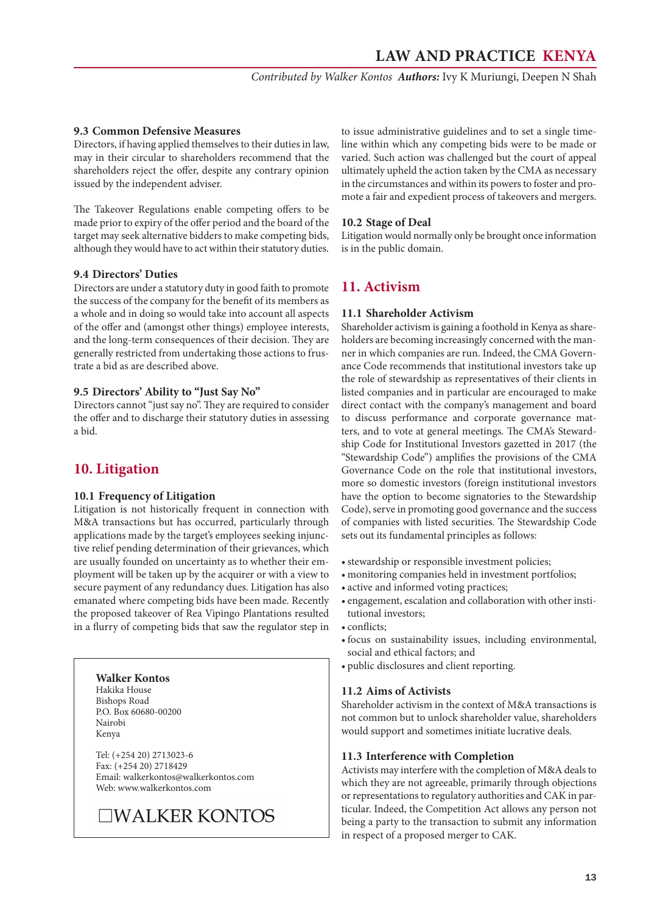### 9.3 Common Defensive Measures

Directors, if having applied themselves to their duties in law, may in their circular to shareholders recommend that the shareholders reject the offer, despite any contrary opinion issued by the independent adviser.

The Takeover Regulations enable competing offers to be made prior to expiry of the offer period and the board of the target may seek alternative bidders to make competing bids, although they would have to act within their statutory duties.

### 9.4 Directors' Duties

Directors are under a statutory duty in good faith to promote the success of the company for the benefit of its members as a whole and in doing so would take into account all aspects of the offer and (amongst other things) employee interests, and the long-term consequences of their decision. They are generally restricted from undertaking those actions to frustrate a bid as are described above.

### 9.5 Directors' Ability to "Just Say No"

Directors cannot "just say no". They are required to consider the offer and to discharge their statutory duties in assessing a bid.

## 10. Litigation

### 10.1 Frequency of Litigation

Litigation is not historically frequent in connection with M&A transactions but has occurred, particularly through applications made by the target's employees seeking injunctive relief pending determination of their grievances, which are usually founded on uncertainty as to whether their employment will be taken up by the acquirer or with a view to secure payment of any redundancy dues. Litigation has also emanated where competing bids have been made. Recently the proposed takeover of Rea Vipingo Plantations resulted in a flurry of competing bids that saw the regulator step in to issue administrative guidelines and to set a single timeline within which any competing bids were to be made or varied. Such action was challenged but the court of appeal ultimately upheld the action taken by the CMA as necessary in the circumstances and within its powers to foster and promote a fair and expedient process of takeovers and mergers.

### 10.2 Stage of Deal

Litigation would normally only be brought once information is in the public domain.

## 11. Activism

### 11.1 Shareholder Activism

Shareholder activism is gaining a foothold in Kenya as shareholders are becoming increasingly concerned with the manner in which companies are run. Indeed, the CMA Governance Code recommends that institutional investors take up the role of stewardship as representatives of their clients in listed companies and in particular are encouraged to make direct contact with the company's management and board to discuss performance and corporate governance matters, and to vote at general meetings. The CMA's Stewardship Code for Institutional Investors gazetted in 2017 (the "Stewardship Code") amplifies the provisions of the CMA Governance Code on the role that institutional investors, more so domestic investors (foreign institutional investors have the option to become signatories to the Stewardship Code), serve in promoting good governance and the success of companies with listed securities. The Stewardship Code sets out its fundamental principles as follows:

- stewardship or responsible investment policies;
- monitoring companies held in investment portfolios;
- active and informed voting practices;
- engagement, escalation and collaboration with other institutional investors;
- conflicts;
- focus on sustainability issues, including environmental, social and ethical factors; and
- public disclosures and client reporting.

### 11.2 Aims of Activists

Shareholder activism in the context of M&A transactions is not common but to unlock shareholder value, shareholders would support and sometimes initiate lucrative deals.

### 11.3 Interference with Completion

Activists may interfere with the completion of M&A deals to which they are not agreeable, primarily through objections or representations to regulatory authorities and CAK in particular. Indeed, the Competition Act allows any person not being a party to the transaction to submit any information in respect of a proposed merger to CAK.

**Walker Kontos**
Hakika House
Bishops Road
P.O. Box 60680-00200
Nairobi
Kenya

Tel: (+254 20) 2713023-6
Fax: (+254 20) 2718429
Email: walkerkontos@walkerkontos.com
Web: www.walkerkontos.com

WALKER KONTOS